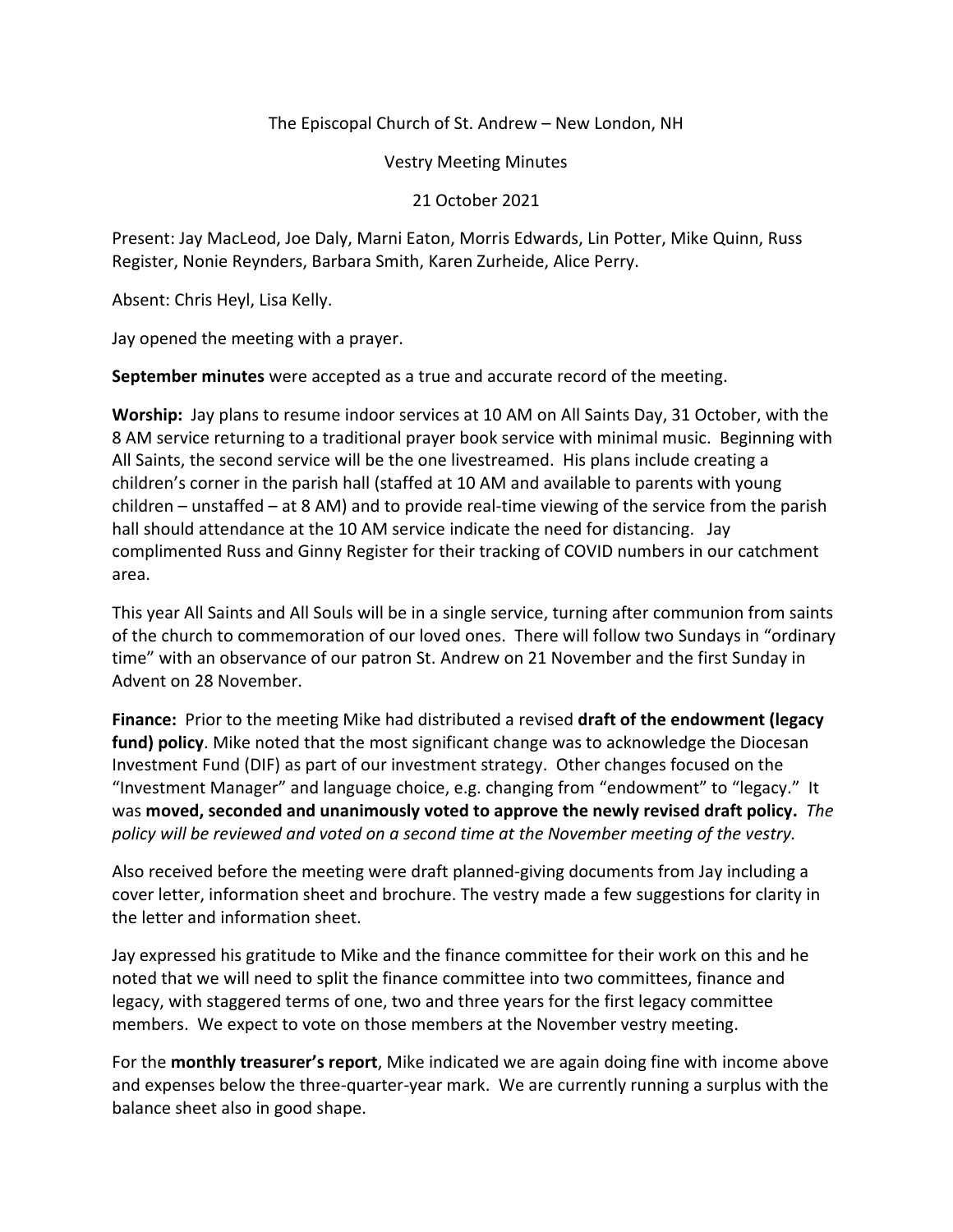The Episcopal Church of St. Andrew – New London, NH

Vestry Meeting Minutes

21 October 2021

Present: Jay MacLeod, Joe Daly, Marni Eaton, Morris Edwards, Lin Potter, Mike Quinn, Russ Register, Nonie Reynders, Barbara Smith, Karen Zurheide, Alice Perry.

Absent: Chris Heyl, Lisa Kelly.

Jay opened the meeting with a prayer.

**September minutes** were accepted as a true and accurate record of the meeting.

**Worship:** Jay plans to resume indoor services at 10 AM on All Saints Day, 31 October, with the 8 AM service returning to a traditional prayer book service with minimal music. Beginning with All Saints, the second service will be the one livestreamed. His plans include creating a children's corner in the parish hall (staffed at 10 AM and available to parents with young children – unstaffed – at 8 AM) and to provide real-time viewing of the service from the parish hall should attendance at the 10 AM service indicate the need for distancing. Jay complimented Russ and Ginny Register for their tracking of COVID numbers in our catchment area.

This year All Saints and All Souls will be in a single service, turning after communion from saints of the church to commemoration of our loved ones. There will follow two Sundays in "ordinary time" with an observance of our patron St. Andrew on 21 November and the first Sunday in Advent on 28 November.

**Finance:** Prior to the meeting Mike had distributed a revised **draft of the endowment (legacy fund) policy**. Mike noted that the most significant change was to acknowledge the Diocesan Investment Fund (DIF) as part of our investment strategy. Other changes focused on the "Investment Manager" and language choice, e.g. changing from "endowment" to "legacy." It was **moved, seconded and unanimously voted to approve the newly revised draft policy.** *The policy will be reviewed and voted on a second time at the November meeting of the vestry.*

Also received before the meeting were draft planned-giving documents from Jay including a cover letter, information sheet and brochure. The vestry made a few suggestions for clarity in the letter and information sheet.

Jay expressed his gratitude to Mike and the finance committee for their work on this and he noted that we will need to split the finance committee into two committees, finance and legacy, with staggered terms of one, two and three years for the first legacy committee members. We expect to vote on those members at the November vestry meeting.

For the **monthly treasurer's report**, Mike indicated we are again doing fine with income above and expenses below the three-quarter-year mark. We are currently running a surplus with the balance sheet also in good shape.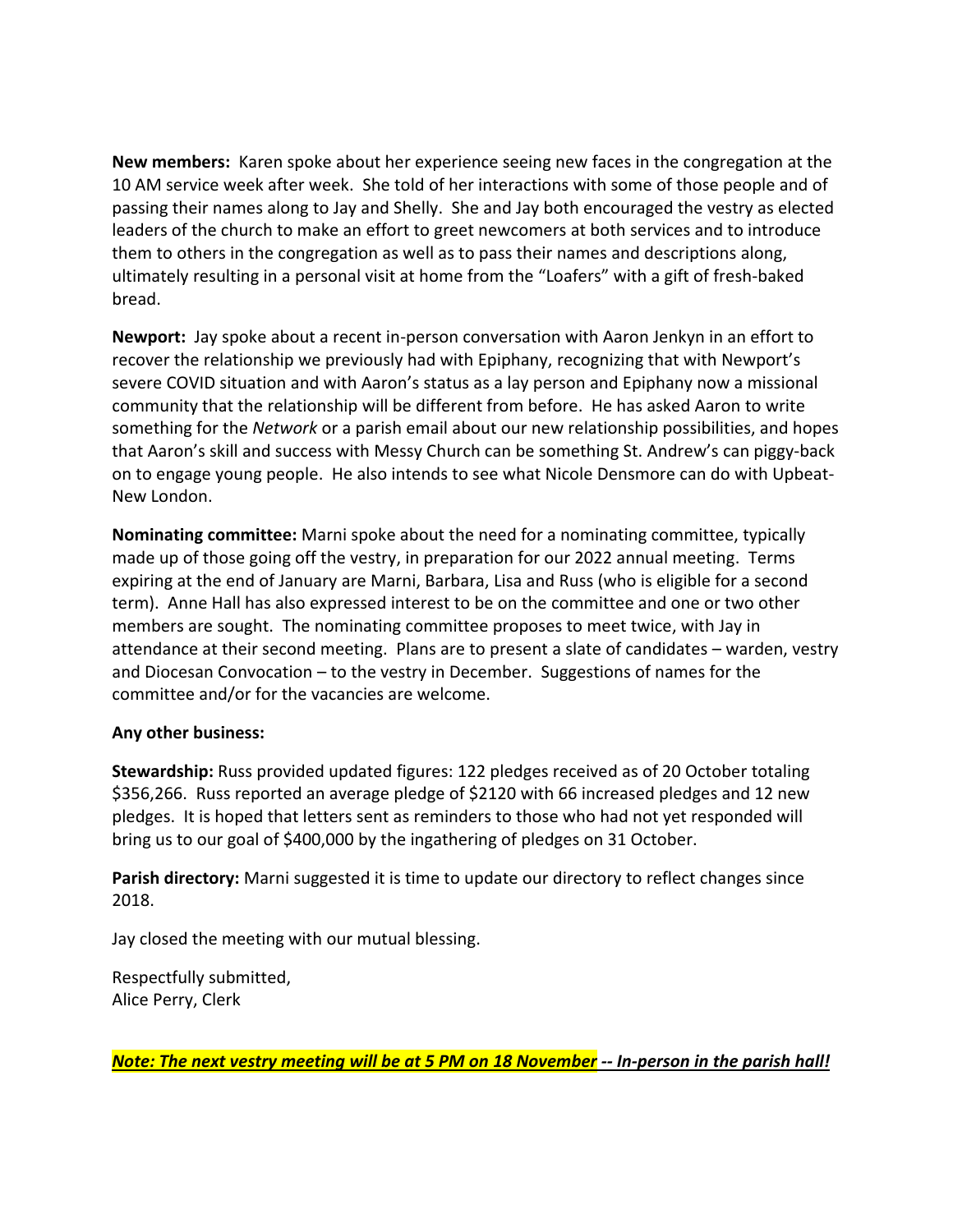**New members:** Karen spoke about her experience seeing new faces in the congregation at the 10 AM service week after week. She told of her interactions with some of those people and of passing their names along to Jay and Shelly. She and Jay both encouraged the vestry as elected leaders of the church to make an effort to greet newcomers at both services and to introduce them to others in the congregation as well as to pass their names and descriptions along, ultimately resulting in a personal visit at home from the "Loafers" with a gift of fresh-baked bread.

**Newport:** Jay spoke about a recent in-person conversation with Aaron Jenkyn in an effort to recover the relationship we previously had with Epiphany, recognizing that with Newport's severe COVID situation and with Aaron's status as a lay person and Epiphany now a missional community that the relationship will be different from before. He has asked Aaron to write something for the *Network* or a parish email about our new relationship possibilities, and hopes that Aaron's skill and success with Messy Church can be something St. Andrew's can piggy-back on to engage young people. He also intends to see what Nicole Densmore can do with Upbeat-New London.

**Nominating committee:** Marni spoke about the need for a nominating committee, typically made up of those going off the vestry, in preparation for our 2022 annual meeting. Terms expiring at the end of January are Marni, Barbara, Lisa and Russ (who is eligible for a second term). Anne Hall has also expressed interest to be on the committee and one or two other members are sought. The nominating committee proposes to meet twice, with Jay in attendance at their second meeting. Plans are to present a slate of candidates – warden, vestry and Diocesan Convocation – to the vestry in December. Suggestions of names for the committee and/or for the vacancies are welcome.

**Any other business:**

**Stewardship:** Russ provided updated figures: 122 pledges received as of 20 October totaling $356,266. Russ reported an average pledge of $2120 with 66 increased pledges and 12 new pledges. It is hoped that letters sent as reminders to those who had not yet responded will bring us to our goal of $400,000 by the ingathering of pledges on 31 October.

**Parish directory:** Marni suggested it is time to update our directory to reflect changes since 2018.

Jay closed the meeting with our mutual blessing.

Respectfully submitted,
Alice Perry, Clerk

***<u>Note: The next vestry meeting will be at 5 PM on 18 November</u> -- In-person in the parish hall!***